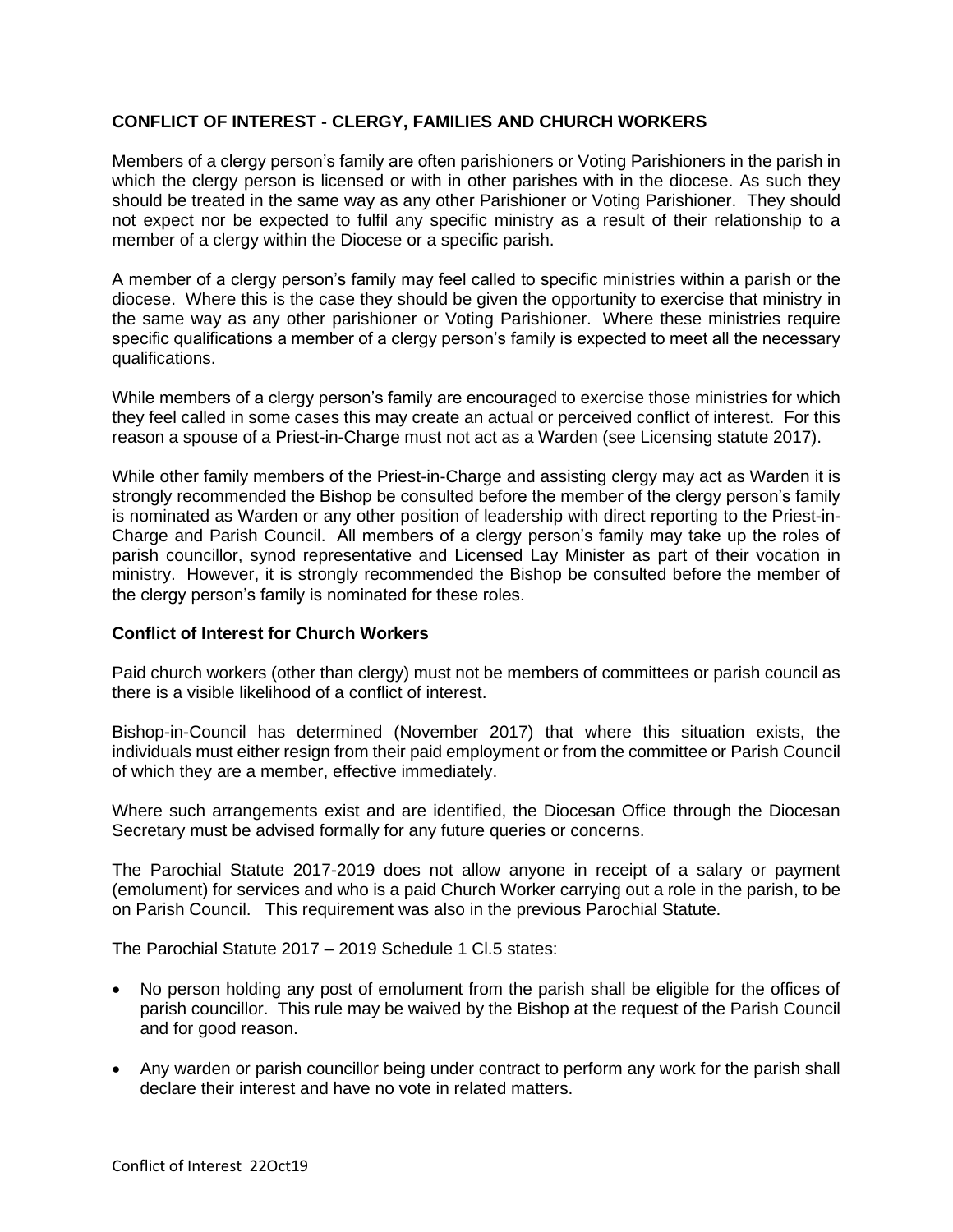## CONFLICT OF INTEREST - CLERGY, FAMILIES AND CHURCH WORKERS

Members of a clergy person's family are often parishioners or Voting Parishioners in the parish in which the clergy person is licensed or with in other parishes with in the diocese. As such they should be treated in the same way as any other Parishioner or Voting Parishioner. They should not expect nor be expected to fulfil any specific ministry as a result of their relationship to a member of a clergy within the Diocese or a specific parish.

A member of a clergy person's family may feel called to specific ministries within a parish or the diocese. Where this is the case they should be given the opportunity to exercise that ministry in the same way as any other parishioner or Voting Parishioner. Where these ministries require specific qualifications a member of a clergy person's family is expected to meet all the necessary qualifications.

While members of a clergy person's family are encouraged to exercise those ministries for which they feel called in some cases this may create an actual or perceived conflict of interest. For this reason a spouse of a Priest-in-Charge must not act as a Warden (see Licensing statute 2017).

While other family members of the Priest-in-Charge and assisting clergy may act as Warden it is strongly recommended the Bishop be consulted before the member of the clergy person's family is nominated as Warden or any other position of leadership with direct reporting to the Priest-in-Charge and Parish Council. All members of a clergy person's family may take up the roles of parish councillor, synod representative and Licensed Lay Minister as part of their vocation in ministry. However, it is strongly recommended the Bishop be consulted before the member of the clergy person's family is nominated for these roles.

### Conflict of Interest for Church Workers

Paid church workers (other than clergy) must not be members of committees or parish council as there is a visible likelihood of a conflict of interest.

Bishop-in-Council has determined (November 2017) that where this situation exists, the individuals must either resign from their paid employment or from the committee or Parish Council of which they are a member, effective immediately.

Where such arrangements exist and are identified, the Diocesan Office through the Diocesan Secretary must be advised formally for any future queries or concerns.

The Parochial Statute 2017-2019 does not allow anyone in receipt of a salary or payment (emolument) for services and who is a paid Church Worker carrying out a role in the parish, to be on Parish Council. This requirement was also in the previous Parochial Statute.

The Parochial Statute 2017 – 2019 Schedule 1 Cl.5 states:

- No person holding any post of emolument from the parish shall be eligible for the offices of parish councillor. This rule may be waived by the Bishop at the request of the Parish Council and for good reason.
- Any warden or parish councillor being under contract to perform any work for the parish shall declare their interest and have no vote in related matters.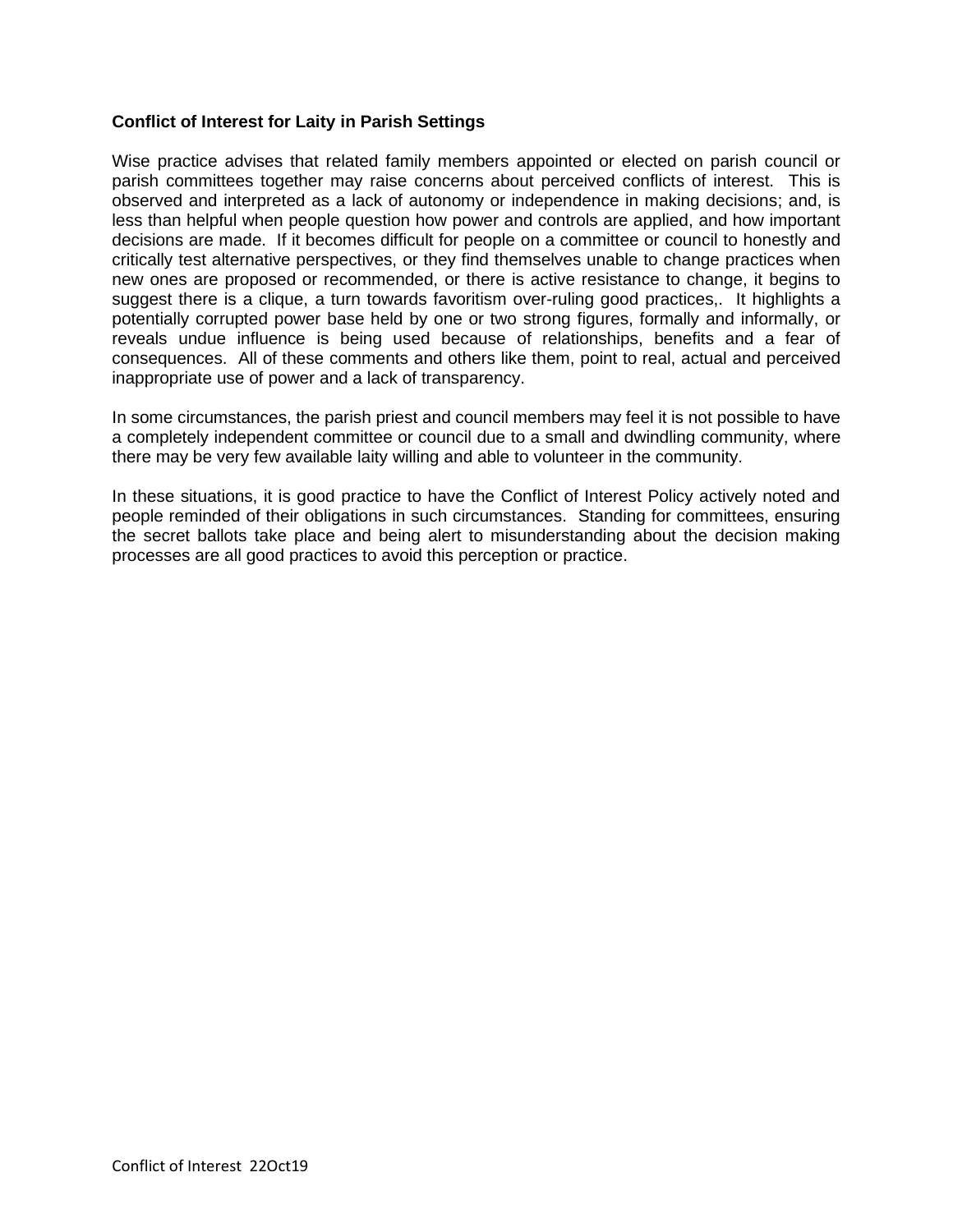**Conflict of Interest for Laity in Parish Settings**

Wise practice advises that related family members appointed or elected on parish council or parish committees together may raise concerns about perceived conflicts of interest. This is observed and interpreted as a lack of autonomy or independence in making decisions; and, is less than helpful when people question how power and controls are applied, and how important decisions are made. If it becomes difficult for people on a committee or council to honestly and critically test alternative perspectives, or they find themselves unable to change practices when new ones are proposed or recommended, or there is active resistance to change, it begins to suggest there is a clique, a turn towards favoritism over-ruling good practices,. It highlights a potentially corrupted power base held by one or two strong figures, formally and informally, or reveals undue influence is being used because of relationships, benefits and a fear of consequences. All of these comments and others like them, point to real, actual and perceived inappropriate use of power and a lack of transparency.

In some circumstances, the parish priest and council members may feel it is not possible to have a completely independent committee or council due to a small and dwindling community, where there may be very few available laity willing and able to volunteer in the community.

In these situations, it is good practice to have the Conflict of Interest Policy actively noted and people reminded of their obligations in such circumstances. Standing for committees, ensuring the secret ballots take place and being alert to misunderstanding about the decision making processes are all good practices to avoid this perception or practice.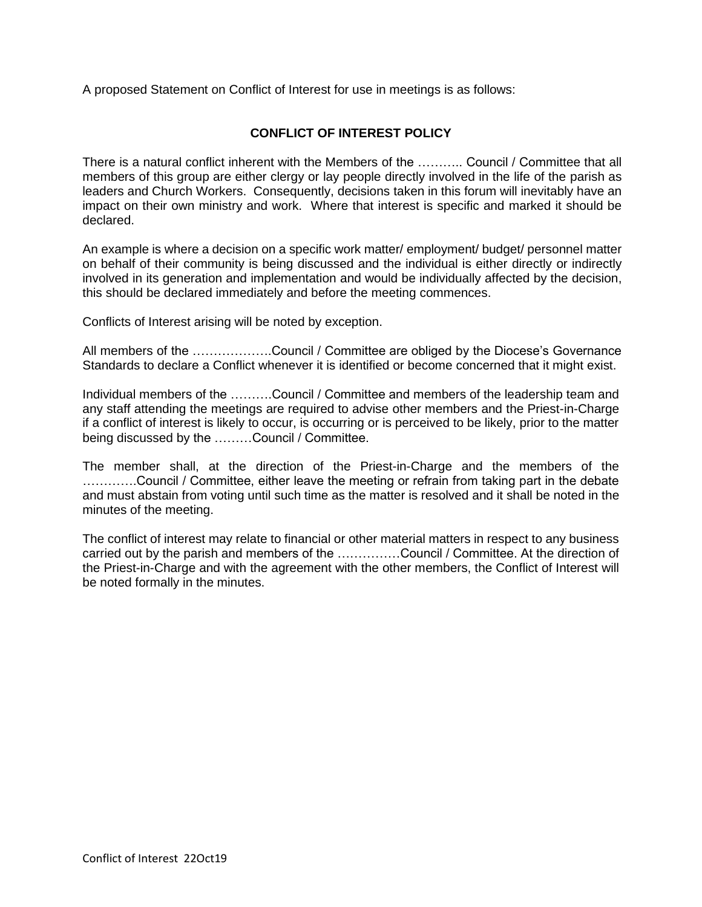A proposed Statement on Conflict of Interest for use in meetings is as follows:

## CONFLICT OF INTEREST POLICY

There is a natural conflict inherent with the Members of the ……….. Council / Committee that all members of this group are either clergy or lay people directly involved in the life of the parish as leaders and Church Workers. Consequently, decisions taken in this forum will inevitably have an impact on their own ministry and work. Where that interest is specific and marked it should be declared.

An example is where a decision on a specific work matter/ employment/ budget/ personnel matter on behalf of their community is being discussed and the individual is either directly or indirectly involved in its generation and implementation and would be individually affected by the decision, this should be declared immediately and before the meeting commences.

Conflicts of Interest arising will be noted by exception.

All members of the ……………….Council / Committee are obliged by the Diocese's Governance Standards to declare a Conflict whenever it is identified or become concerned that it might exist.

Individual members of the ……….Council / Committee and members of the leadership team and any staff attending the meetings are required to advise other members and the Priest-in-Charge if a conflict of interest is likely to occur, is occurring or is perceived to be likely, prior to the matter being discussed by the ………Council / Committee.

The member shall, at the direction of the Priest-in-Charge and the members of the ………….Council / Committee, either leave the meeting or refrain from taking part in the debate and must abstain from voting until such time as the matter is resolved and it shall be noted in the minutes of the meeting.

The conflict of interest may relate to financial or other material matters in respect to any business carried out by the parish and members of the ……………Council / Committee. At the direction of the Priest-in-Charge and with the agreement with the other members, the Conflict of Interest will be noted formally in the minutes.

Conflict of Interest 22Oct19